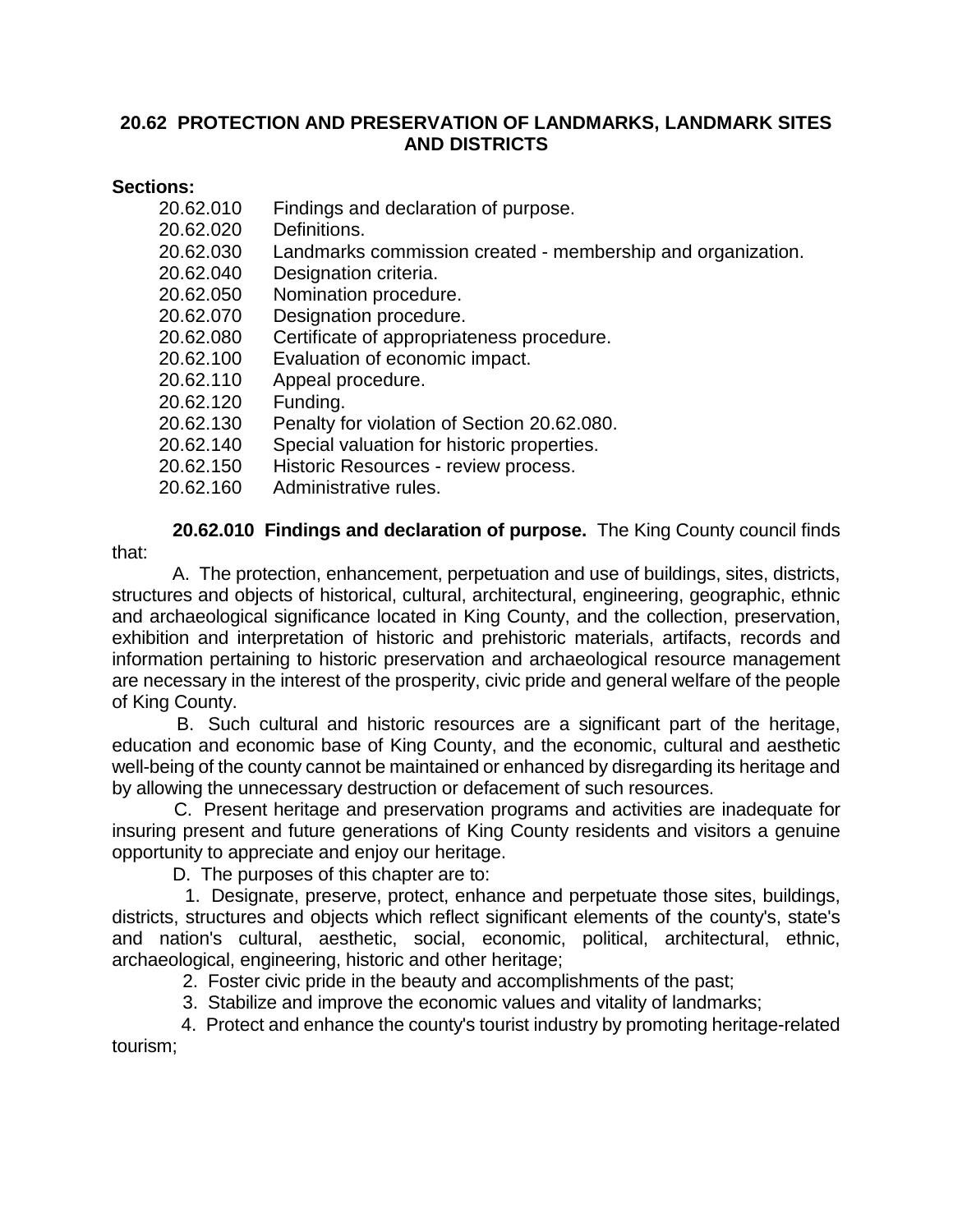# 20.62 PROTECTION AND PRESERVATION OF LANDMARKS, LANDMARK SITES AND DISTRICTS

**Sections:**

| | |
|---|---|
| 20.62.010 | Findings and declaration of purpose. |
| 20.62.020 | Definitions. |
| 20.62.030 | Landmarks commission created - membership and organization. |
| 20.62.040 | Designation criteria. |
| 20.62.050 | Nomination procedure. |
| 20.62.070 | Designation procedure. |
| 20.62.080 | Certificate of appropriateness procedure. |
| 20.62.100 | Evaluation of economic impact. |
| 20.62.110 | Appeal procedure. |
| 20.62.120 | Funding. |
| 20.62.130 | Penalty for violation of Section 20.62.080. |
| 20.62.140 | Special valuation for historic properties. |
| 20.62.150 | Historic Resources - review process. |
| 20.62.160 | Administrative rules. |

**20.62.010 Findings and declaration of purpose.** The King County council finds that:

A. The protection, enhancement, perpetuation and use of buildings, sites, districts, structures and objects of historical, cultural, architectural, engineering, geographic, ethnic and archaeological significance located in King County, and the collection, preservation, exhibition and interpretation of historic and prehistoric materials, artifacts, records and information pertaining to historic preservation and archaeological resource management are necessary in the interest of the prosperity, civic pride and general welfare of the people of King County.

B. Such cultural and historic resources are a significant part of the heritage, education and economic base of King County, and the economic, cultural and aesthetic well-being of the county cannot be maintained or enhanced by disregarding its heritage and by allowing the unnecessary destruction or defacement of such resources.

C. Present heritage and preservation programs and activities are inadequate for insuring present and future generations of King County residents and visitors a genuine opportunity to appreciate and enjoy our heritage.

D. The purposes of this chapter are to:

1. Designate, preserve, protect, enhance and perpetuate those sites, buildings, districts, structures and objects which reflect significant elements of the county's, state's and nation's cultural, aesthetic, social, economic, political, architectural, ethnic, archaeological, engineering, historic and other heritage;

2. Foster civic pride in the beauty and accomplishments of the past;

3. Stabilize and improve the economic values and vitality of landmarks;

4. Protect and enhance the county's tourist industry by promoting heritage-related tourism;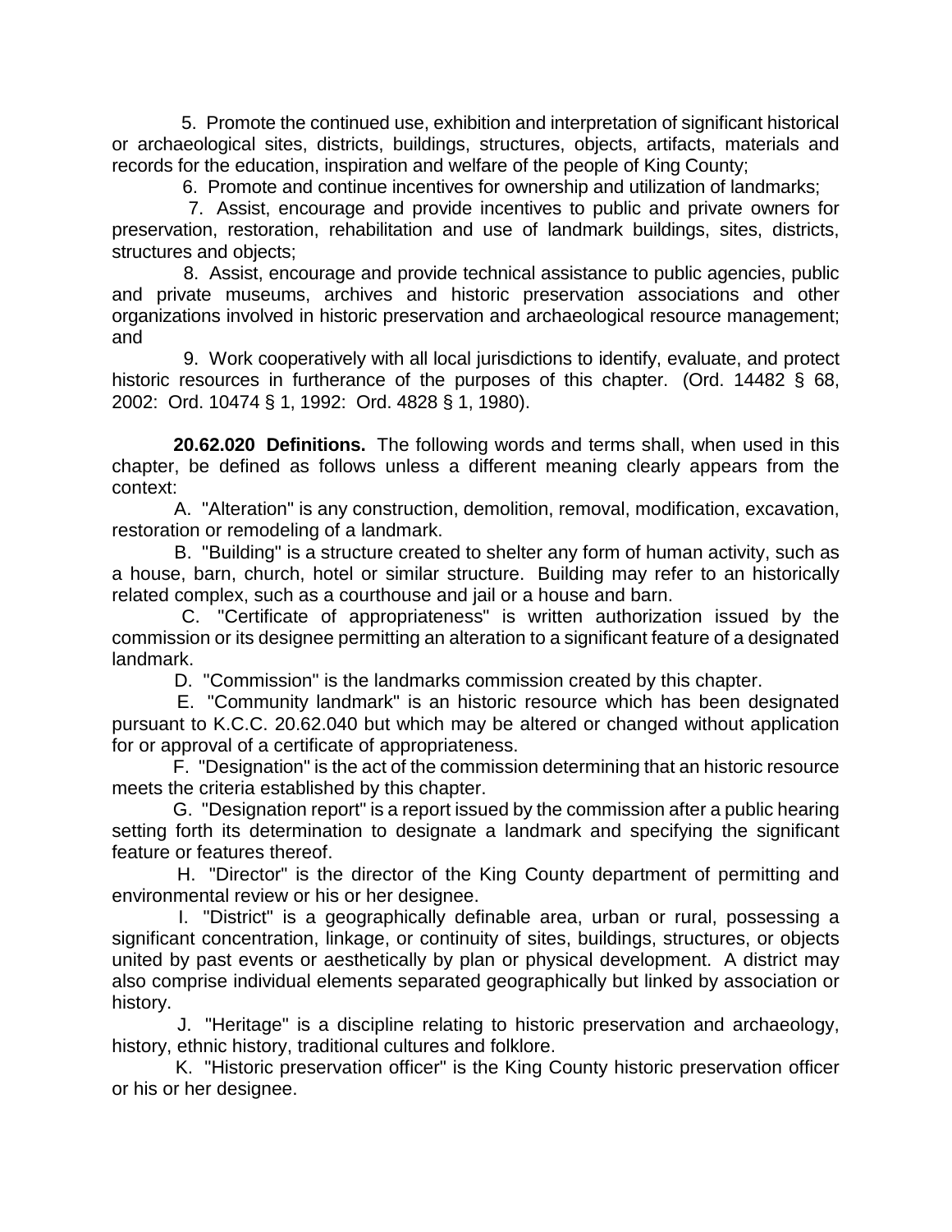5. Promote the continued use, exhibition and interpretation of significant historical or archaeological sites, districts, buildings, structures, objects, artifacts, materials and records for the education, inspiration and welfare of the people of King County;

6. Promote and continue incentives for ownership and utilization of landmarks;

7. Assist, encourage and provide incentives to public and private owners for preservation, restoration, rehabilitation and use of landmark buildings, sites, districts, structures and objects;

8. Assist, encourage and provide technical assistance to public agencies, public and private museums, archives and historic preservation associations and other organizations involved in historic preservation and archaeological resource management; and

9. Work cooperatively with all local jurisdictions to identify, evaluate, and protect historic resources in furtherance of the purposes of this chapter. (Ord. 14482 § 68, 2002: Ord. 10474 § 1, 1992: Ord. 4828 § 1, 1980).

**20.62.020 Definitions.** The following words and terms shall, when used in this chapter, be defined as follows unless a different meaning clearly appears from the context:

A. "Alteration" is any construction, demolition, removal, modification, excavation, restoration or remodeling of a landmark.

B. "Building" is a structure created to shelter any form of human activity, such as a house, barn, church, hotel or similar structure. Building may refer to an historically related complex, such as a courthouse and jail or a house and barn.

C. "Certificate of appropriateness" is written authorization issued by the commission or its designee permitting an alteration to a significant feature of a designated landmark.

D. "Commission" is the landmarks commission created by this chapter.

E. "Community landmark" is an historic resource which has been designated pursuant to K.C.C. 20.62.040 but which may be altered or changed without application for or approval of a certificate of appropriateness.

F. "Designation" is the act of the commission determining that an historic resource meets the criteria established by this chapter.

G. "Designation report" is a report issued by the commission after a public hearing setting forth its determination to designate a landmark and specifying the significant feature or features thereof.

H. "Director" is the director of the King County department of permitting and environmental review or his or her designee.

I. "District" is a geographically definable area, urban or rural, possessing a significant concentration, linkage, or continuity of sites, buildings, structures, or objects united by past events or aesthetically by plan or physical development. A district may also comprise individual elements separated geographically but linked by association or history.

J. "Heritage" is a discipline relating to historic preservation and archaeology, history, ethnic history, traditional cultures and folklore.

K. "Historic preservation officer" is the King County historic preservation officer or his or her designee.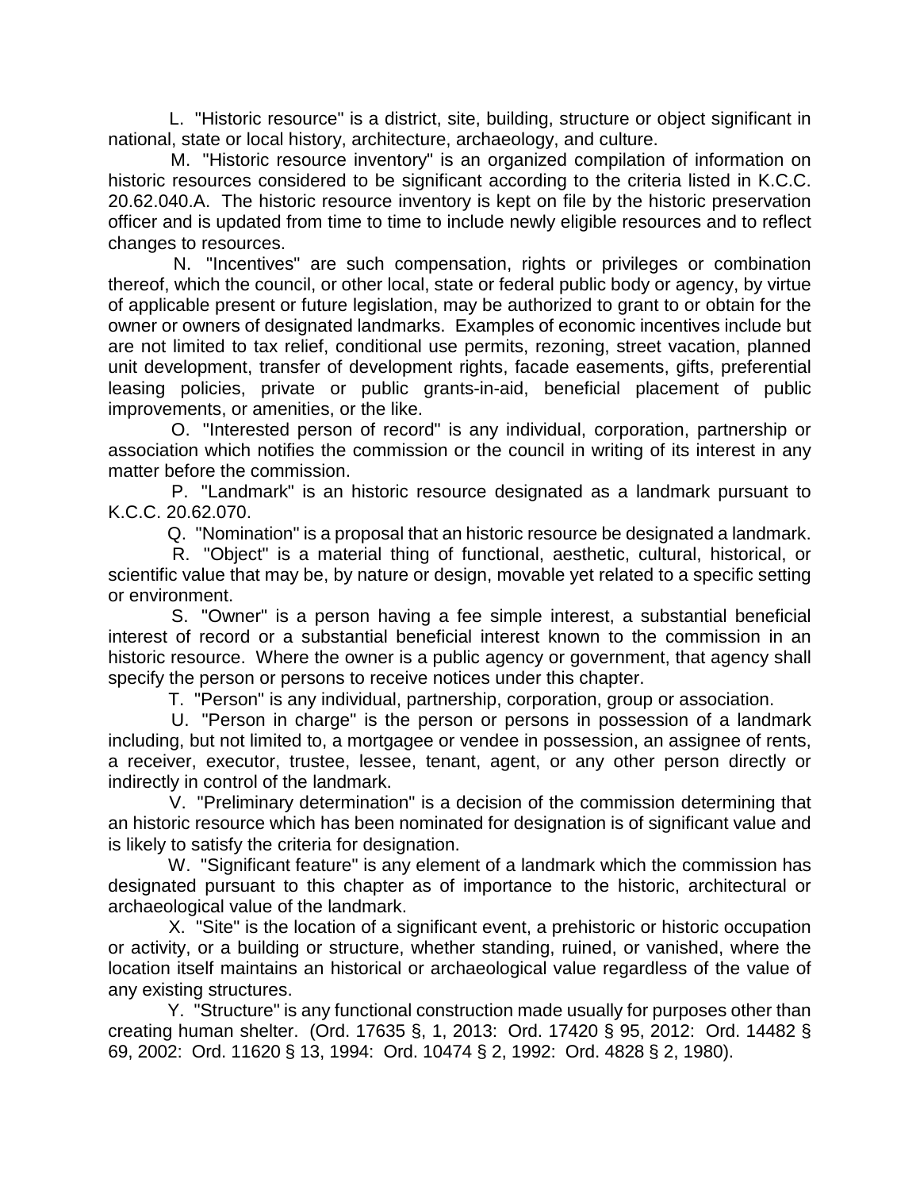L. "Historic resource" is a district, site, building, structure or object significant in national, state or local history, architecture, archaeology, and culture.

M. "Historic resource inventory" is an organized compilation of information on historic resources considered to be significant according to the criteria listed in K.C.C. 20.62.040.A. The historic resource inventory is kept on file by the historic preservation officer and is updated from time to time to include newly eligible resources and to reflect changes to resources.

N. "Incentives" are such compensation, rights or privileges or combination thereof, which the council, or other local, state or federal public body or agency, by virtue of applicable present or future legislation, may be authorized to grant to or obtain for the owner or owners of designated landmarks. Examples of economic incentives include but are not limited to tax relief, conditional use permits, rezoning, street vacation, planned unit development, transfer of development rights, facade easements, gifts, preferential leasing policies, private or public grants-in-aid, beneficial placement of public improvements, or amenities, or the like.

O. "Interested person of record" is any individual, corporation, partnership or association which notifies the commission or the council in writing of its interest in any matter before the commission.

P. "Landmark" is an historic resource designated as a landmark pursuant to K.C.C. 20.62.070.

Q. "Nomination" is a proposal that an historic resource be designated a landmark.

R. "Object" is a material thing of functional, aesthetic, cultural, historical, or scientific value that may be, by nature or design, movable yet related to a specific setting or environment.

S. "Owner" is a person having a fee simple interest, a substantial beneficial interest of record or a substantial beneficial interest known to the commission in an historic resource. Where the owner is a public agency or government, that agency shall specify the person or persons to receive notices under this chapter.

T. "Person" is any individual, partnership, corporation, group or association.

U. "Person in charge" is the person or persons in possession of a landmark including, but not limited to, a mortgagee or vendee in possession, an assignee of rents, a receiver, executor, trustee, lessee, tenant, agent, or any other person directly or indirectly in control of the landmark.

V. "Preliminary determination" is a decision of the commission determining that an historic resource which has been nominated for designation is of significant value and is likely to satisfy the criteria for designation.

W. "Significant feature" is any element of a landmark which the commission has designated pursuant to this chapter as of importance to the historic, architectural or archaeological value of the landmark.

X. "Site" is the location of a significant event, a prehistoric or historic occupation or activity, or a building or structure, whether standing, ruined, or vanished, where the location itself maintains an historical or archaeological value regardless of the value of any existing structures.

Y. "Structure" is any functional construction made usually for purposes other than creating human shelter. (Ord. 17635 §, 1, 2013: Ord. 17420 § 95, 2012: Ord. 14482 § 69, 2002: Ord. 11620 § 13, 1994: Ord. 10474 § 2, 1992: Ord. 4828 § 2, 1980).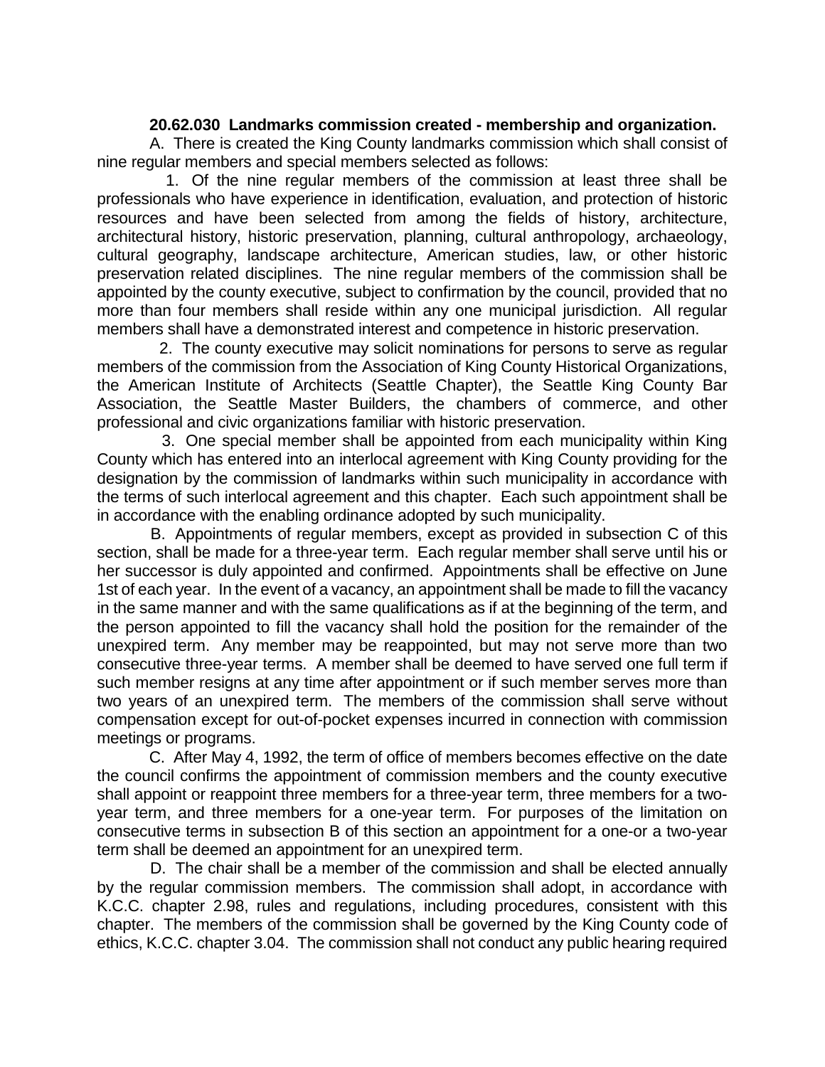**20.62.030 Landmarks commission created - membership and organization.**

A. There is created the King County landmarks commission which shall consist of nine regular members and special members selected as follows:

1. Of the nine regular members of the commission at least three shall be professionals who have experience in identification, evaluation, and protection of historic resources and have been selected from among the fields of history, architecture, architectural history, historic preservation, planning, cultural anthropology, archaeology, cultural geography, landscape architecture, American studies, law, or other historic preservation related disciplines. The nine regular members of the commission shall be appointed by the county executive, subject to confirmation by the council, provided that no more than four members shall reside within any one municipal jurisdiction. All regular members shall have a demonstrated interest and competence in historic preservation.

2. The county executive may solicit nominations for persons to serve as regular members of the commission from the Association of King County Historical Organizations, the American Institute of Architects (Seattle Chapter), the Seattle King County Bar Association, the Seattle Master Builders, the chambers of commerce, and other professional and civic organizations familiar with historic preservation.

3. One special member shall be appointed from each municipality within King County which has entered into an interlocal agreement with King County providing for the designation by the commission of landmarks within such municipality in accordance with the terms of such interlocal agreement and this chapter. Each such appointment shall be in accordance with the enabling ordinance adopted by such municipality.

B. Appointments of regular members, except as provided in subsection C of this section, shall be made for a three-year term. Each regular member shall serve until his or her successor is duly appointed and confirmed. Appointments shall be effective on June 1st of each year. In the event of a vacancy, an appointment shall be made to fill the vacancy in the same manner and with the same qualifications as if at the beginning of the term, and the person appointed to fill the vacancy shall hold the position for the remainder of the unexpired term. Any member may be reappointed, but may not serve more than two consecutive three-year terms. A member shall be deemed to have served one full term if such member resigns at any time after appointment or if such member serves more than two years of an unexpired term. The members of the commission shall serve without compensation except for out-of-pocket expenses incurred in connection with commission meetings or programs.

C. After May 4, 1992, the term of office of members becomes effective on the date the council confirms the appointment of commission members and the county executive shall appoint or reappoint three members for a three-year term, three members for a two-year term, and three members for a one-year term. For purposes of the limitation on consecutive terms in subsection B of this section an appointment for a one-or a two-year term shall be deemed an appointment for an unexpired term.

D. The chair shall be a member of the commission and shall be elected annually by the regular commission members. The commission shall adopt, in accordance with K.C.C. chapter 2.98, rules and regulations, including procedures, consistent with this chapter. The members of the commission shall be governed by the King County code of ethics, K.C.C. chapter 3.04. The commission shall not conduct any public hearing required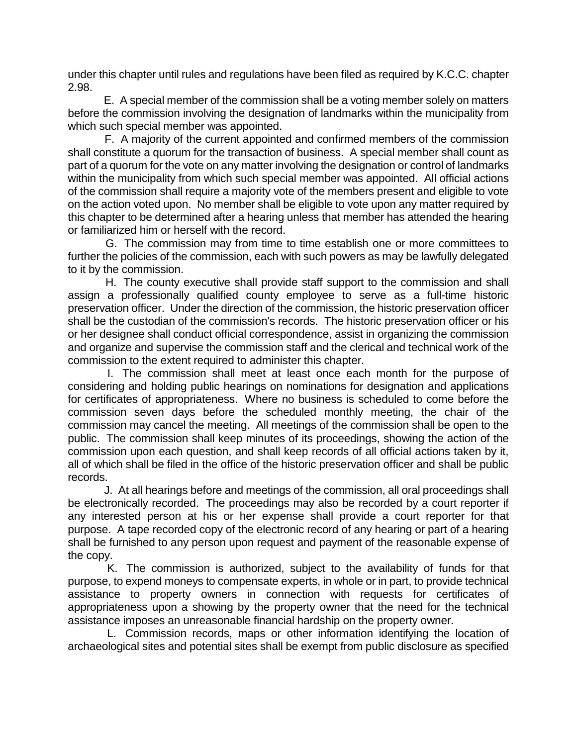under this chapter until rules and regulations have been filed as required by K.C.C. chapter 2.98.

E. A special member of the commission shall be a voting member solely on matters before the commission involving the designation of landmarks within the municipality from which such special member was appointed.

F. A majority of the current appointed and confirmed members of the commission shall constitute a quorum for the transaction of business. A special member shall count as part of a quorum for the vote on any matter involving the designation or control of landmarks within the municipality from which such special member was appointed. All official actions of the commission shall require a majority vote of the members present and eligible to vote on the action voted upon. No member shall be eligible to vote upon any matter required by this chapter to be determined after a hearing unless that member has attended the hearing or familiarized him or herself with the record.

G. The commission may from time to time establish one or more committees to further the policies of the commission, each with such powers as may be lawfully delegated to it by the commission.

H. The county executive shall provide staff support to the commission and shall assign a professionally qualified county employee to serve as a full-time historic preservation officer. Under the direction of the commission, the historic preservation officer shall be the custodian of the commission's records. The historic preservation officer or his or her designee shall conduct official correspondence, assist in organizing the commission and organize and supervise the commission staff and the clerical and technical work of the commission to the extent required to administer this chapter.

I. The commission shall meet at least once each month for the purpose of considering and holding public hearings on nominations for designation and applications for certificates of appropriateness. Where no business is scheduled to come before the commission seven days before the scheduled monthly meeting, the chair of the commission may cancel the meeting. All meetings of the commission shall be open to the public. The commission shall keep minutes of its proceedings, showing the action of the commission upon each question, and shall keep records of all official actions taken by it, all of which shall be filed in the office of the historic preservation officer and shall be public records.

J. At all hearings before and meetings of the commission, all oral proceedings shall be electronically recorded. The proceedings may also be recorded by a court reporter if any interested person at his or her expense shall provide a court reporter for that purpose. A tape recorded copy of the electronic record of any hearing or part of a hearing shall be furnished to any person upon request and payment of the reasonable expense of the copy.

K. The commission is authorized, subject to the availability of funds for that purpose, to expend moneys to compensate experts, in whole or in part, to provide technical assistance to property owners in connection with requests for certificates of appropriateness upon a showing by the property owner that the need for the technical assistance imposes an unreasonable financial hardship on the property owner.

L. Commission records, maps or other information identifying the location of archaeological sites and potential sites shall be exempt from public disclosure as specified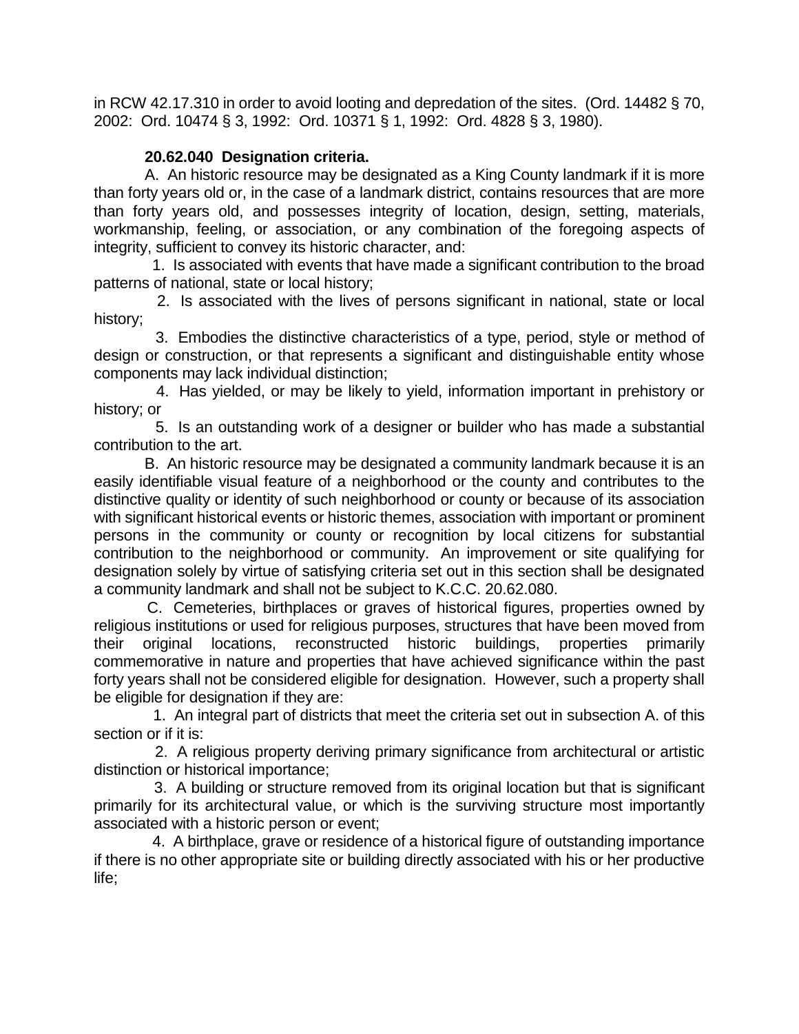in RCW 42.17.310 in order to avoid looting and depredation of the sites. (Ord. 14482 § 70, 2002: Ord. 10474 § 3, 1992: Ord. 10371 § 1, 1992: Ord. 4828 § 3, 1980).

**20.62.040 Designation criteria.**

A. An historic resource may be designated as a King County landmark if it is more than forty years old or, in the case of a landmark district, contains resources that are more than forty years old, and possesses integrity of location, design, setting, materials, workmanship, feeling, or association, or any combination of the foregoing aspects of integrity, sufficient to convey its historic character, and:

1. Is associated with events that have made a significant contribution to the broad patterns of national, state or local history;

2. Is associated with the lives of persons significant in national, state or local history;

3. Embodies the distinctive characteristics of a type, period, style or method of design or construction, or that represents a significant and distinguishable entity whose components may lack individual distinction;

4. Has yielded, or may be likely to yield, information important in prehistory or history; or

5. Is an outstanding work of a designer or builder who has made a substantial contribution to the art.

B. An historic resource may be designated a community landmark because it is an easily identifiable visual feature of a neighborhood or the county and contributes to the distinctive quality or identity of such neighborhood or county or because of its association with significant historical events or historic themes, association with important or prominent persons in the community or county or recognition by local citizens for substantial contribution to the neighborhood or community. An improvement or site qualifying for designation solely by virtue of satisfying criteria set out in this section shall be designated a community landmark and shall not be subject to K.C.C. 20.62.080.

C. Cemeteries, birthplaces or graves of historical figures, properties owned by religious institutions or used for religious purposes, structures that have been moved from their original locations, reconstructed historic buildings, properties primarily commemorative in nature and properties that have achieved significance within the past forty years shall not be considered eligible for designation. However, such a property shall be eligible for designation if they are:

1. An integral part of districts that meet the criteria set out in subsection A. of this section or if it is:

2. A religious property deriving primary significance from architectural or artistic distinction or historical importance;

3. A building or structure removed from its original location but that is significant primarily for its architectural value, or which is the surviving structure most importantly associated with a historic person or event;

4. A birthplace, grave or residence of a historical figure of outstanding importance if there is no other appropriate site or building directly associated with his or her productive life;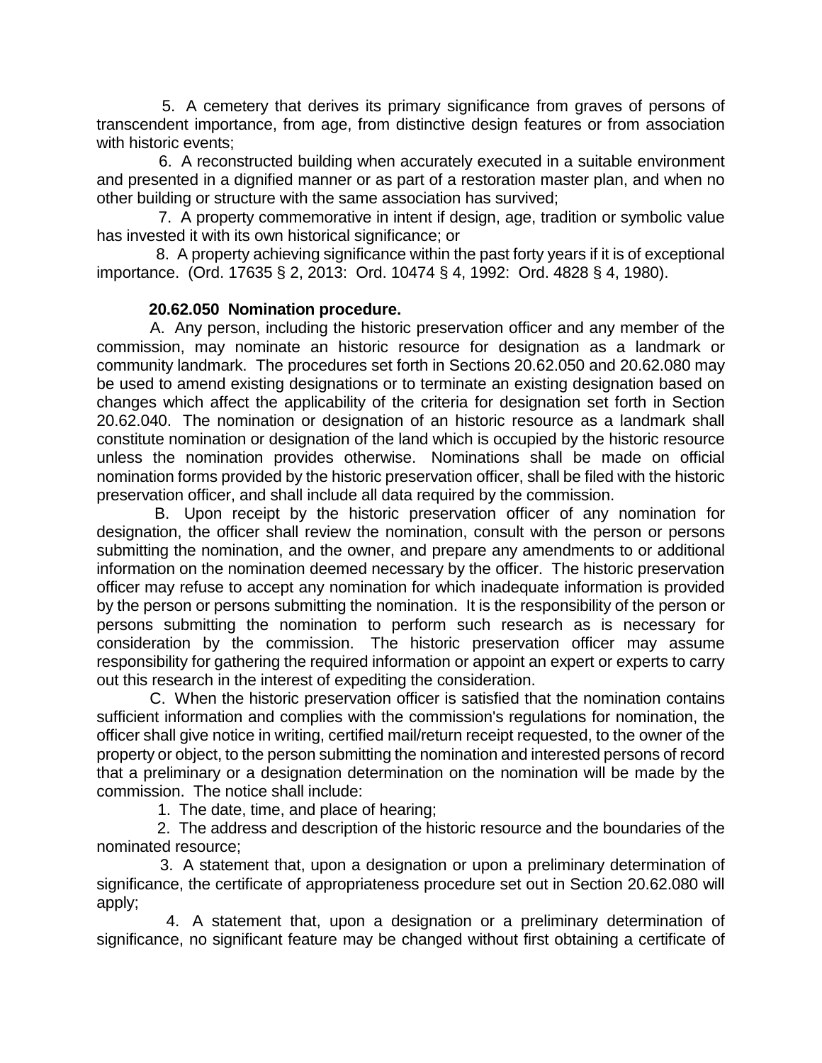5. A cemetery that derives its primary significance from graves of persons of transcendent importance, from age, from distinctive design features or from association with historic events;

6. A reconstructed building when accurately executed in a suitable environment and presented in a dignified manner or as part of a restoration master plan, and when no other building or structure with the same association has survived;

7. A property commemorative in intent if design, age, tradition or symbolic value has invested it with its own historical significance; or

8. A property achieving significance within the past forty years if it is of exceptional importance. (Ord. 17635 § 2, 2013: Ord. 10474 § 4, 1992: Ord. 4828 § 4, 1980).

**20.62.050 Nomination procedure.**

A. Any person, including the historic preservation officer and any member of the commission, may nominate an historic resource for designation as a landmark or community landmark. The procedures set forth in Sections 20.62.050 and 20.62.080 may be used to amend existing designations or to terminate an existing designation based on changes which affect the applicability of the criteria for designation set forth in Section 20.62.040. The nomination or designation of an historic resource as a landmark shall constitute nomination or designation of the land which is occupied by the historic resource unless the nomination provides otherwise. Nominations shall be made on official nomination forms provided by the historic preservation officer, shall be filed with the historic preservation officer, and shall include all data required by the commission.

B. Upon receipt by the historic preservation officer of any nomination for designation, the officer shall review the nomination, consult with the person or persons submitting the nomination, and the owner, and prepare any amendments to or additional information on the nomination deemed necessary by the officer. The historic preservation officer may refuse to accept any nomination for which inadequate information is provided by the person or persons submitting the nomination. It is the responsibility of the person or persons submitting the nomination to perform such research as is necessary for consideration by the commission. The historic preservation officer may assume responsibility for gathering the required information or appoint an expert or experts to carry out this research in the interest of expediting the consideration.

C. When the historic preservation officer is satisfied that the nomination contains sufficient information and complies with the commission's regulations for nomination, the officer shall give notice in writing, certified mail/return receipt requested, to the owner of the property or object, to the person submitting the nomination and interested persons of record that a preliminary or a designation determination on the nomination will be made by the commission. The notice shall include:

1. The date, time, and place of hearing;

2. The address and description of the historic resource and the boundaries of the nominated resource;

3. A statement that, upon a designation or upon a preliminary determination of significance, the certificate of appropriateness procedure set out in Section 20.62.080 will apply;

4. A statement that, upon a designation or a preliminary determination of significance, no significant feature may be changed without first obtaining a certificate of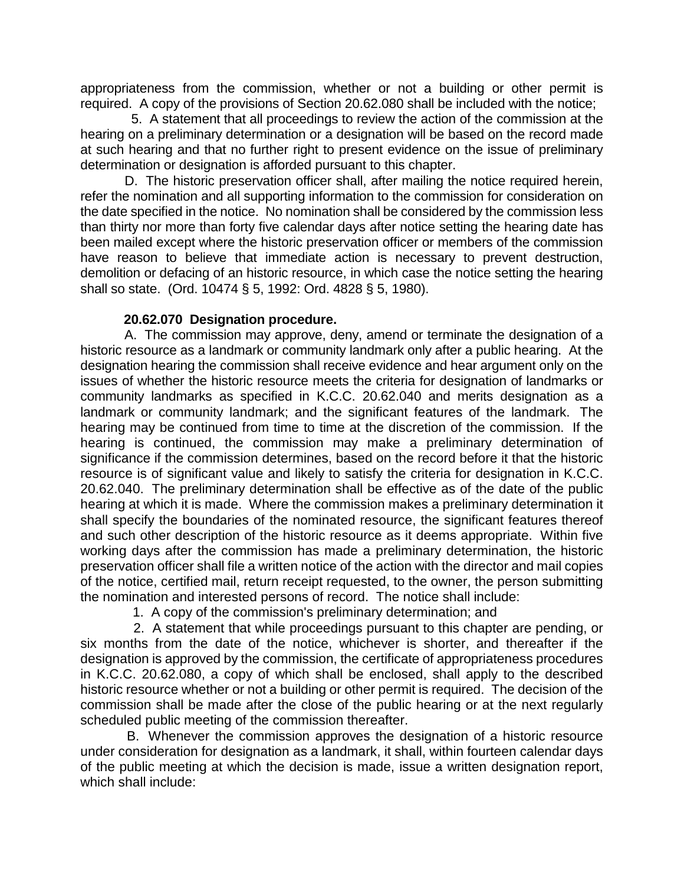appropriateness from the commission, whether or not a building or other permit is required. A copy of the provisions of Section 20.62.080 shall be included with the notice;

5. A statement that all proceedings to review the action of the commission at the hearing on a preliminary determination or a designation will be based on the record made at such hearing and that no further right to present evidence on the issue of preliminary determination or designation is afforded pursuant to this chapter.

D. The historic preservation officer shall, after mailing the notice required herein, refer the nomination and all supporting information to the commission for consideration on the date specified in the notice. No nomination shall be considered by the commission less than thirty nor more than forty five calendar days after notice setting the hearing date has been mailed except where the historic preservation officer or members of the commission have reason to believe that immediate action is necessary to prevent destruction, demolition or defacing of an historic resource, in which case the notice setting the hearing shall so state. (Ord. 10474 § 5, 1992: Ord. 4828 § 5, 1980).

**20.62.070 Designation procedure.**

A. The commission may approve, deny, amend or terminate the designation of a historic resource as a landmark or community landmark only after a public hearing. At the designation hearing the commission shall receive evidence and hear argument only on the issues of whether the historic resource meets the criteria for designation of landmarks or community landmarks as specified in K.C.C. 20.62.040 and merits designation as a landmark or community landmark; and the significant features of the landmark. The hearing may be continued from time to time at the discretion of the commission. If the hearing is continued, the commission may make a preliminary determination of significance if the commission determines, based on the record before it that the historic resource is of significant value and likely to satisfy the criteria for designation in K.C.C. 20.62.040. The preliminary determination shall be effective as of the date of the public hearing at which it is made. Where the commission makes a preliminary determination it shall specify the boundaries of the nominated resource, the significant features thereof and such other description of the historic resource as it deems appropriate. Within five working days after the commission has made a preliminary determination, the historic preservation officer shall file a written notice of the action with the director and mail copies of the notice, certified mail, return receipt requested, to the owner, the person submitting the nomination and interested persons of record. The notice shall include:

1. A copy of the commission's preliminary determination; and

2. A statement that while proceedings pursuant to this chapter are pending, or six months from the date of the notice, whichever is shorter, and thereafter if the designation is approved by the commission, the certificate of appropriateness procedures in K.C.C. 20.62.080, a copy of which shall be enclosed, shall apply to the described historic resource whether or not a building or other permit is required. The decision of the commission shall be made after the close of the public hearing or at the next regularly scheduled public meeting of the commission thereafter.

B. Whenever the commission approves the designation of a historic resource under consideration for designation as a landmark, it shall, within fourteen calendar days of the public meeting at which the decision is made, issue a written designation report, which shall include: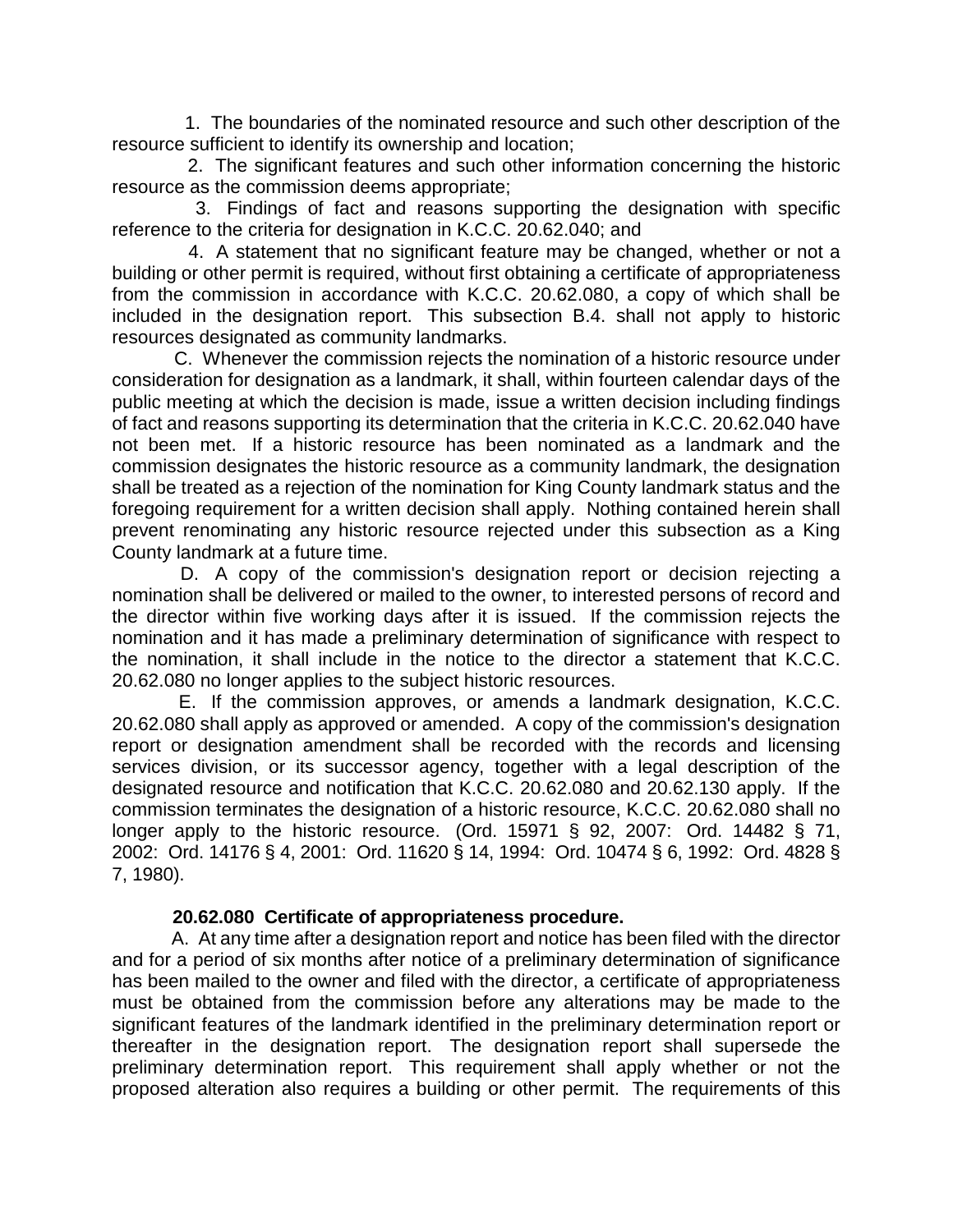1. The boundaries of the nominated resource and such other description of the resource sufficient to identify its ownership and location;

2. The significant features and such other information concerning the historic resource as the commission deems appropriate;

3. Findings of fact and reasons supporting the designation with specific reference to the criteria for designation in K.C.C. 20.62.040; and

4. A statement that no significant feature may be changed, whether or not a building or other permit is required, without first obtaining a certificate of appropriateness from the commission in accordance with K.C.C. 20.62.080, a copy of which shall be included in the designation report. This subsection B.4. shall not apply to historic resources designated as community landmarks.

C. Whenever the commission rejects the nomination of a historic resource under consideration for designation as a landmark, it shall, within fourteen calendar days of the public meeting at which the decision is made, issue a written decision including findings of fact and reasons supporting its determination that the criteria in K.C.C. 20.62.040 have not been met. If a historic resource has been nominated as a landmark and the commission designates the historic resource as a community landmark, the designation shall be treated as a rejection of the nomination for King County landmark status and the foregoing requirement for a written decision shall apply. Nothing contained herein shall prevent renominating any historic resource rejected under this subsection as a King County landmark at a future time.

D. A copy of the commission's designation report or decision rejecting a nomination shall be delivered or mailed to the owner, to interested persons of record and the director within five working days after it is issued. If the commission rejects the nomination and it has made a preliminary determination of significance with respect to the nomination, it shall include in the notice to the director a statement that K.C.C. 20.62.080 no longer applies to the subject historic resources.

E. If the commission approves, or amends a landmark designation, K.C.C. 20.62.080 shall apply as approved or amended. A copy of the commission's designation report or designation amendment shall be recorded with the records and licensing services division, or its successor agency, together with a legal description of the designated resource and notification that K.C.C. 20.62.080 and 20.62.130 apply. If the commission terminates the designation of a historic resource, K.C.C. 20.62.080 shall no longer apply to the historic resource. (Ord. 15971 § 92, 2007: Ord. 14482 § 71, 2002: Ord. 14176 § 4, 2001: Ord. 11620 § 14, 1994: Ord. 10474 § 6, 1992: Ord. 4828 § 7, 1980).

**20.62.080 Certificate of appropriateness procedure.**

A. At any time after a designation report and notice has been filed with the director and for a period of six months after notice of a preliminary determination of significance has been mailed to the owner and filed with the director, a certificate of appropriateness must be obtained from the commission before any alterations may be made to the significant features of the landmark identified in the preliminary determination report or thereafter in the designation report. The designation report shall supersede the preliminary determination report. This requirement shall apply whether or not the proposed alteration also requires a building or other permit. The requirements of this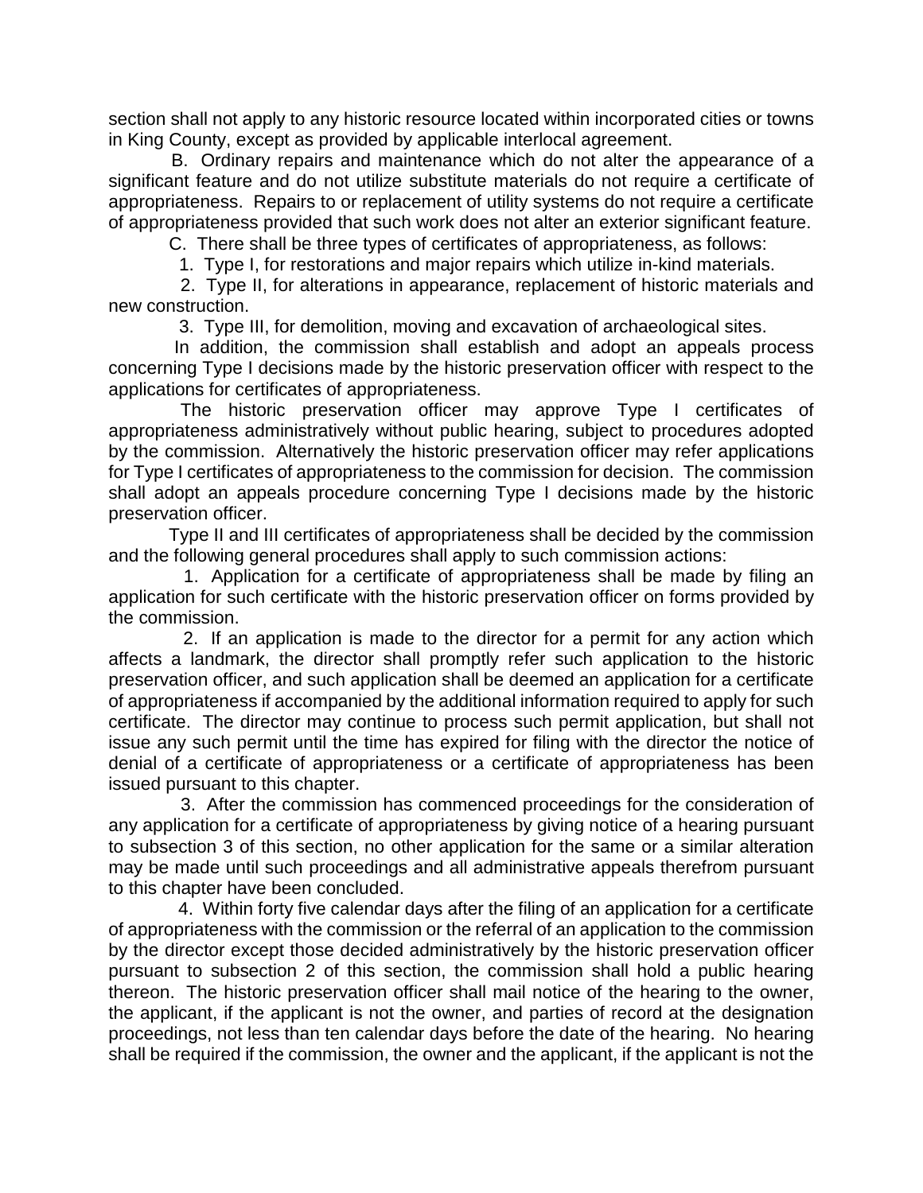section shall not apply to any historic resource located within incorporated cities or towns in King County, except as provided by applicable interlocal agreement.

B. Ordinary repairs and maintenance which do not alter the appearance of a significant feature and do not utilize substitute materials do not require a certificate of appropriateness. Repairs to or replacement of utility systems do not require a certificate of appropriateness provided that such work does not alter an exterior significant feature.

C. There shall be three types of certificates of appropriateness, as follows:

1. Type I, for restorations and major repairs which utilize in-kind materials.

2. Type II, for alterations in appearance, replacement of historic materials and new construction.

3. Type III, for demolition, moving and excavation of archaeological sites.

In addition, the commission shall establish and adopt an appeals process concerning Type I decisions made by the historic preservation officer with respect to the applications for certificates of appropriateness.

The historic preservation officer may approve Type I certificates of appropriateness administratively without public hearing, subject to procedures adopted by the commission. Alternatively the historic preservation officer may refer applications for Type I certificates of appropriateness to the commission for decision. The commission shall adopt an appeals procedure concerning Type I decisions made by the historic preservation officer.

Type II and III certificates of appropriateness shall be decided by the commission and the following general procedures shall apply to such commission actions:

1. Application for a certificate of appropriateness shall be made by filing an application for such certificate with the historic preservation officer on forms provided by the commission.

2. If an application is made to the director for a permit for any action which affects a landmark, the director shall promptly refer such application to the historic preservation officer, and such application shall be deemed an application for a certificate of appropriateness if accompanied by the additional information required to apply for such certificate. The director may continue to process such permit application, but shall not issue any such permit until the time has expired for filing with the director the notice of denial of a certificate of appropriateness or a certificate of appropriateness has been issued pursuant to this chapter.

3. After the commission has commenced proceedings for the consideration of any application for a certificate of appropriateness by giving notice of a hearing pursuant to subsection 3 of this section, no other application for the same or a similar alteration may be made until such proceedings and all administrative appeals therefrom pursuant to this chapter have been concluded.

4. Within forty five calendar days after the filing of an application for a certificate of appropriateness with the commission or the referral of an application to the commission by the director except those decided administratively by the historic preservation officer pursuant to subsection 2 of this section, the commission shall hold a public hearing thereon. The historic preservation officer shall mail notice of the hearing to the owner, the applicant, if the applicant is not the owner, and parties of record at the designation proceedings, not less than ten calendar days before the date of the hearing. No hearing shall be required if the commission, the owner and the applicant, if the applicant is not the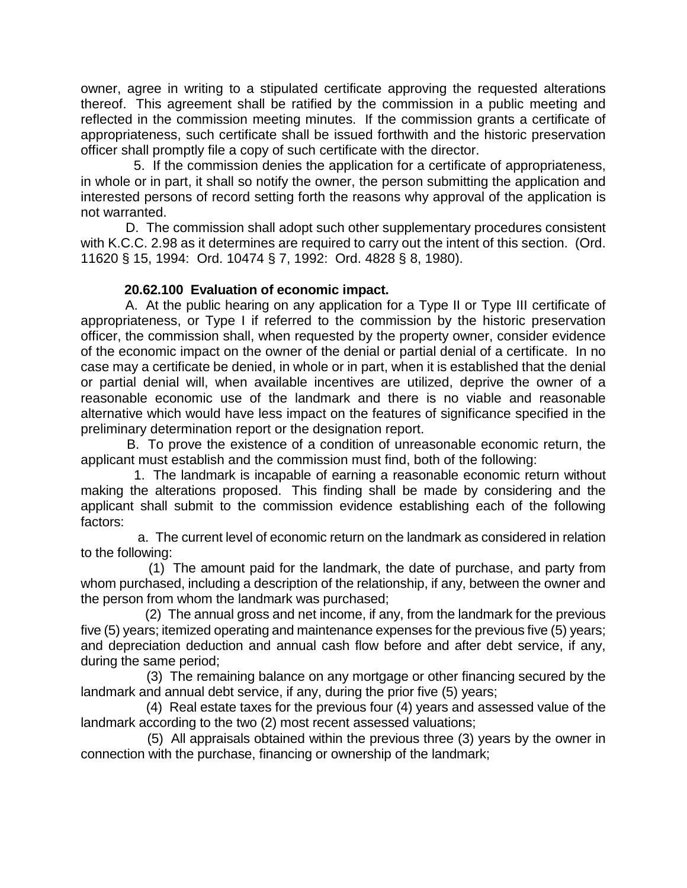owner, agree in writing to a stipulated certificate approving the requested alterations thereof. This agreement shall be ratified by the commission in a public meeting and reflected in the commission meeting minutes. If the commission grants a certificate of appropriateness, such certificate shall be issued forthwith and the historic preservation officer shall promptly file a copy of such certificate with the director.

5. If the commission denies the application for a certificate of appropriateness, in whole or in part, it shall so notify the owner, the person submitting the application and interested persons of record setting forth the reasons why approval of the application is not warranted.

D. The commission shall adopt such other supplementary procedures consistent with K.C.C. 2.98 as it determines are required to carry out the intent of this section. (Ord. 11620 § 15, 1994: Ord. 10474 § 7, 1992: Ord. 4828 § 8, 1980).

**20.62.100 Evaluation of economic impact.**

A. At the public hearing on any application for a Type II or Type III certificate of appropriateness, or Type I if referred to the commission by the historic preservation officer, the commission shall, when requested by the property owner, consider evidence of the economic impact on the owner of the denial or partial denial of a certificate. In no case may a certificate be denied, in whole or in part, when it is established that the denial or partial denial will, when available incentives are utilized, deprive the owner of a reasonable economic use of the landmark and there is no viable and reasonable alternative which would have less impact on the features of significance specified in the preliminary determination report or the designation report.

B. To prove the existence of a condition of unreasonable economic return, the applicant must establish and the commission must find, both of the following:

1. The landmark is incapable of earning a reasonable economic return without making the alterations proposed. This finding shall be made by considering and the applicant shall submit to the commission evidence establishing each of the following factors:

a. The current level of economic return on the landmark as considered in relation to the following:

(1) The amount paid for the landmark, the date of purchase, and party from whom purchased, including a description of the relationship, if any, between the owner and the person from whom the landmark was purchased;

(2) The annual gross and net income, if any, from the landmark for the previous five (5) years; itemized operating and maintenance expenses for the previous five (5) years; and depreciation deduction and annual cash flow before and after debt service, if any, during the same period;

(3) The remaining balance on any mortgage or other financing secured by the landmark and annual debt service, if any, during the prior five (5) years;

(4) Real estate taxes for the previous four (4) years and assessed value of the landmark according to the two (2) most recent assessed valuations;

(5) All appraisals obtained within the previous three (3) years by the owner in connection with the purchase, financing or ownership of the landmark;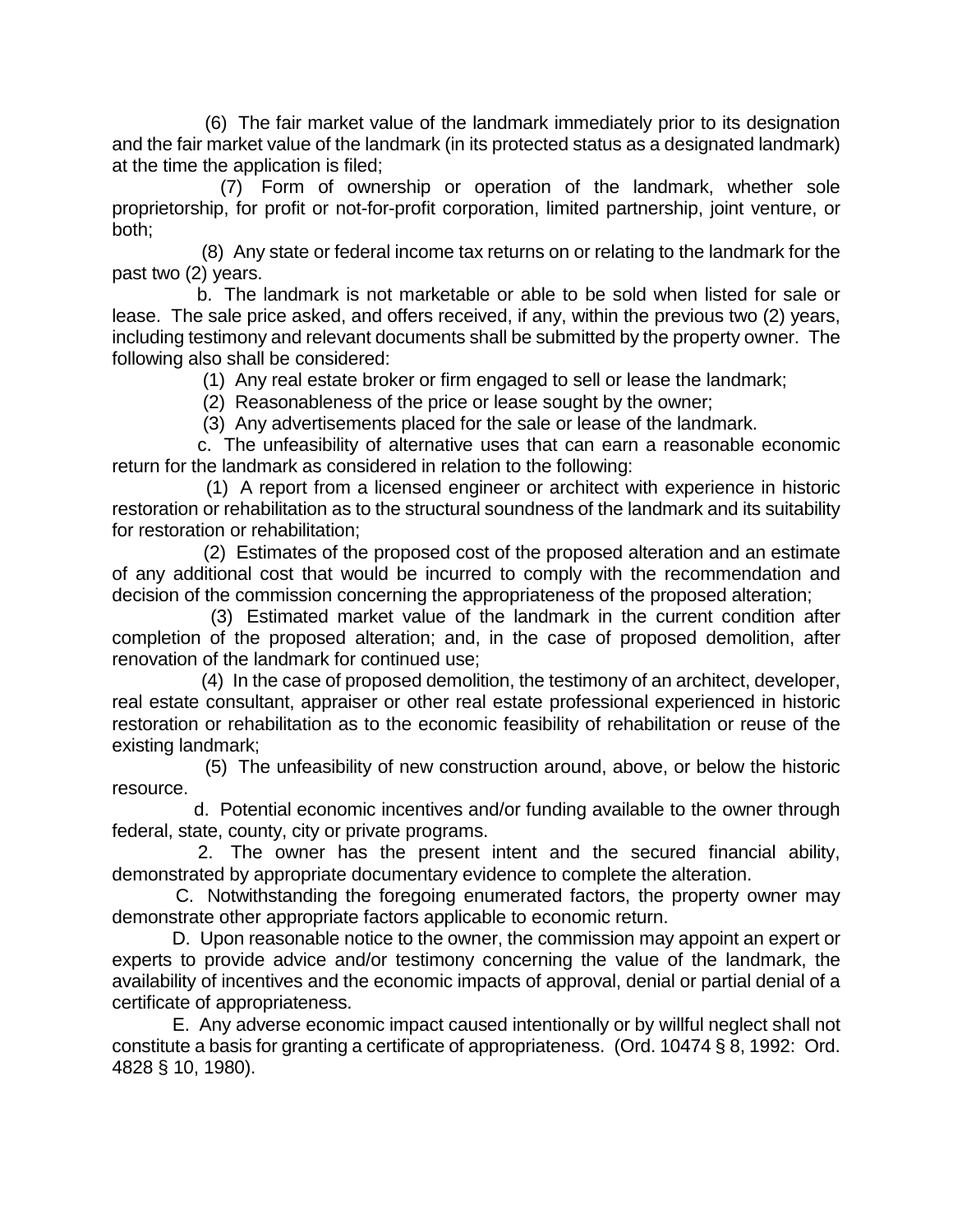(6) The fair market value of the landmark immediately prior to its designation and the fair market value of the landmark (in its protected status as a designated landmark) at the time the application is filed;

(7) Form of ownership or operation of the landmark, whether sole proprietorship, for profit or not-for-profit corporation, limited partnership, joint venture, or both;

(8) Any state or federal income tax returns on or relating to the landmark for the past two (2) years.

b. The landmark is not marketable or able to be sold when listed for sale or lease. The sale price asked, and offers received, if any, within the previous two (2) years, including testimony and relevant documents shall be submitted by the property owner. The following also shall be considered:

(1) Any real estate broker or firm engaged to sell or lease the landmark;

(2) Reasonableness of the price or lease sought by the owner;

(3) Any advertisements placed for the sale or lease of the landmark.

c. The unfeasibility of alternative uses that can earn a reasonable economic return for the landmark as considered in relation to the following:

(1) A report from a licensed engineer or architect with experience in historic restoration or rehabilitation as to the structural soundness of the landmark and its suitability for restoration or rehabilitation;

(2) Estimates of the proposed cost of the proposed alteration and an estimate of any additional cost that would be incurred to comply with the recommendation and decision of the commission concerning the appropriateness of the proposed alteration;

(3) Estimated market value of the landmark in the current condition after completion of the proposed alteration; and, in the case of proposed demolition, after renovation of the landmark for continued use;

(4) In the case of proposed demolition, the testimony of an architect, developer, real estate consultant, appraiser or other real estate professional experienced in historic restoration or rehabilitation as to the economic feasibility of rehabilitation or reuse of the existing landmark;

(5) The unfeasibility of new construction around, above, or below the historic resource.

d. Potential economic incentives and/or funding available to the owner through federal, state, county, city or private programs.

2. The owner has the present intent and the secured financial ability, demonstrated by appropriate documentary evidence to complete the alteration.

C. Notwithstanding the foregoing enumerated factors, the property owner may demonstrate other appropriate factors applicable to economic return.

D. Upon reasonable notice to the owner, the commission may appoint an expert or experts to provide advice and/or testimony concerning the value of the landmark, the availability of incentives and the economic impacts of approval, denial or partial denial of a certificate of appropriateness.

E. Any adverse economic impact caused intentionally or by willful neglect shall not constitute a basis for granting a certificate of appropriateness. (Ord. 10474 § 8, 1992: Ord. 4828 § 10, 1980).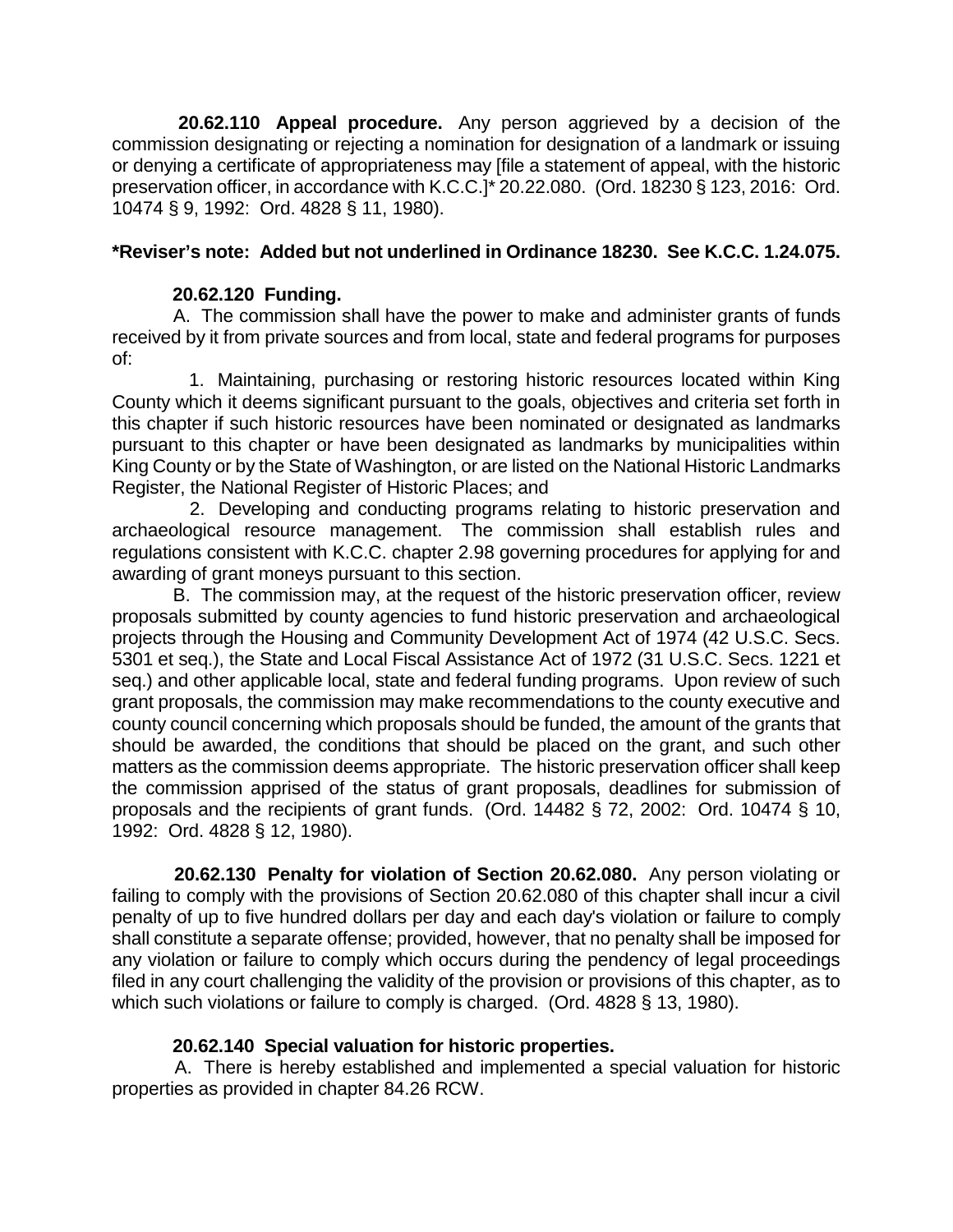**20.62.110 Appeal procedure.** Any person aggrieved by a decision of the commission designating or rejecting a nomination for designation of a landmark or issuing or denying a certificate of appropriateness may [file a statement of appeal, with the historic preservation officer, in accordance with K.C.C.]* 20.22.080. (Ord. 18230 § 123, 2016: Ord. 10474 § 9, 1992: Ord. 4828 § 11, 1980).

**\*Reviser's note: Added but not underlined in Ordinance 18230. See K.C.C. 1.24.075.**

**20.62.120 Funding.**

A. The commission shall have the power to make and administer grants of funds received by it from private sources and from local, state and federal programs for purposes of:

1. Maintaining, purchasing or restoring historic resources located within King County which it deems significant pursuant to the goals, objectives and criteria set forth in this chapter if such historic resources have been nominated or designated as landmarks pursuant to this chapter or have been designated as landmarks by municipalities within King County or by the State of Washington, or are listed on the National Historic Landmarks Register, the National Register of Historic Places; and

2. Developing and conducting programs relating to historic preservation and archaeological resource management. The commission shall establish rules and regulations consistent with K.C.C. chapter 2.98 governing procedures for applying for and awarding of grant moneys pursuant to this section.

B. The commission may, at the request of the historic preservation officer, review proposals submitted by county agencies to fund historic preservation and archaeological projects through the Housing and Community Development Act of 1974 (42 U.S.C. Secs. 5301 et seq.), the State and Local Fiscal Assistance Act of 1972 (31 U.S.C. Secs. 1221 et seq.) and other applicable local, state and federal funding programs. Upon review of such grant proposals, the commission may make recommendations to the county executive and county council concerning which proposals should be funded, the amount of the grants that should be awarded, the conditions that should be placed on the grant, and such other matters as the commission deems appropriate. The historic preservation officer shall keep the commission apprised of the status of grant proposals, deadlines for submission of proposals and the recipients of grant funds. (Ord. 14482 § 72, 2002: Ord. 10474 § 10, 1992: Ord. 4828 § 12, 1980).

**20.62.130 Penalty for violation of Section 20.62.080.** Any person violating or failing to comply with the provisions of Section 20.62.080 of this chapter shall incur a civil penalty of up to five hundred dollars per day and each day's violation or failure to comply shall constitute a separate offense; provided, however, that no penalty shall be imposed for any violation or failure to comply which occurs during the pendency of legal proceedings filed in any court challenging the validity of the provision or provisions of this chapter, as to which such violations or failure to comply is charged. (Ord. 4828 § 13, 1980).

**20.62.140 Special valuation for historic properties.**

A. There is hereby established and implemented a special valuation for historic properties as provided in chapter 84.26 RCW.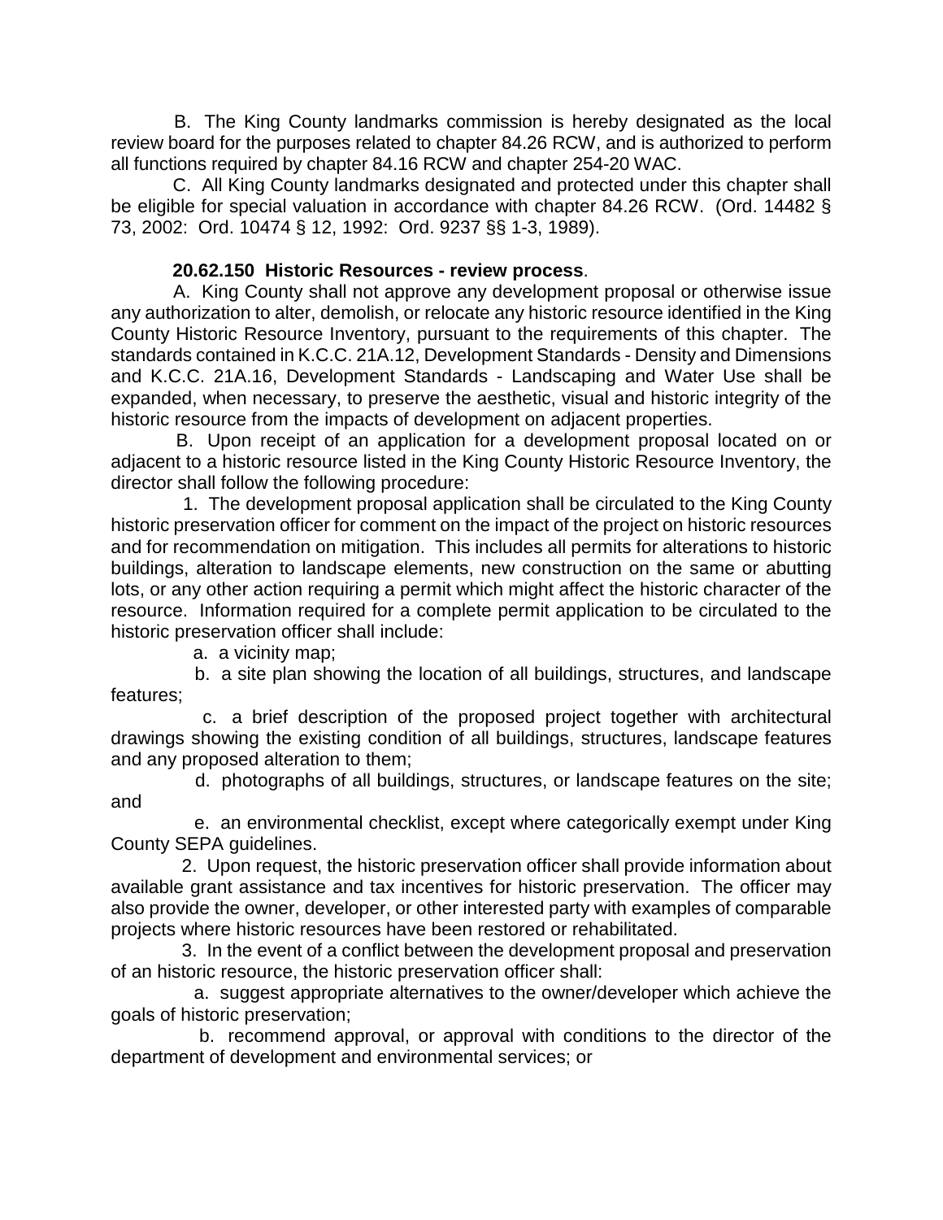B. The King County landmarks commission is hereby designated as the local review board for the purposes related to chapter 84.26 RCW, and is authorized to perform all functions required by chapter 84.16 RCW and chapter 254-20 WAC.

C. All King County landmarks designated and protected under this chapter shall be eligible for special valuation in accordance with chapter 84.26 RCW. (Ord. 14482 § 73, 2002: Ord. 10474 § 12, 1992: Ord. 9237 §§ 1-3, 1989).

**20.62.150 Historic Resources - review process**.

A. King County shall not approve any development proposal or otherwise issue any authorization to alter, demolish, or relocate any historic resource identified in the King County Historic Resource Inventory, pursuant to the requirements of this chapter. The standards contained in K.C.C. 21A.12, Development Standards - Density and Dimensions and K.C.C. 21A.16, Development Standards - Landscaping and Water Use shall be expanded, when necessary, to preserve the aesthetic, visual and historic integrity of the historic resource from the impacts of development on adjacent properties.

B. Upon receipt of an application for a development proposal located on or adjacent to a historic resource listed in the King County Historic Resource Inventory, the director shall follow the following procedure:

1. The development proposal application shall be circulated to the King County historic preservation officer for comment on the impact of the project on historic resources and for recommendation on mitigation. This includes all permits for alterations to historic buildings, alteration to landscape elements, new construction on the same or abutting lots, or any other action requiring a permit which might affect the historic character of the resource. Information required for a complete permit application to be circulated to the historic preservation officer shall include:

a. a vicinity map;

b. a site plan showing the location of all buildings, structures, and landscape features;

c. a brief description of the proposed project together with architectural drawings showing the existing condition of all buildings, structures, landscape features and any proposed alteration to them;

d. photographs of all buildings, structures, or landscape features on the site; and

e. an environmental checklist, except where categorically exempt under King County SEPA guidelines.

2. Upon request, the historic preservation officer shall provide information about available grant assistance and tax incentives for historic preservation. The officer may also provide the owner, developer, or other interested party with examples of comparable projects where historic resources have been restored or rehabilitated.

3. In the event of a conflict between the development proposal and preservation of an historic resource, the historic preservation officer shall:

a. suggest appropriate alternatives to the owner/developer which achieve the goals of historic preservation;

b. recommend approval, or approval with conditions to the director of the department of development and environmental services; or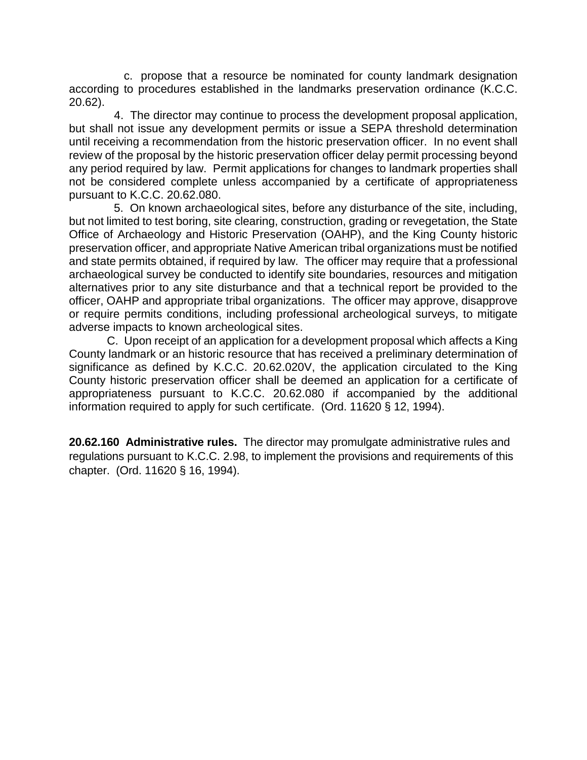c. propose that a resource be nominated for county landmark designation according to procedures established in the landmarks preservation ordinance (K.C.C. 20.62).

4. The director may continue to process the development proposal application, but shall not issue any development permits or issue a SEPA threshold determination until receiving a recommendation from the historic preservation officer. In no event shall review of the proposal by the historic preservation officer delay permit processing beyond any period required by law. Permit applications for changes to landmark properties shall not be considered complete unless accompanied by a certificate of appropriateness pursuant to K.C.C. 20.62.080.

5. On known archaeological sites, before any disturbance of the site, including, but not limited to test boring, site clearing, construction, grading or revegetation, the State Office of Archaeology and Historic Preservation (OAHP), and the King County historic preservation officer, and appropriate Native American tribal organizations must be notified and state permits obtained, if required by law. The officer may require that a professional archaeological survey be conducted to identify site boundaries, resources and mitigation alternatives prior to any site disturbance and that a technical report be provided to the officer, OAHP and appropriate tribal organizations. The officer may approve, disapprove or require permits conditions, including professional archeological surveys, to mitigate adverse impacts to known archeological sites.

C. Upon receipt of an application for a development proposal which affects a King County landmark or an historic resource that has received a preliminary determination of significance as defined by K.C.C. 20.62.020V, the application circulated to the King County historic preservation officer shall be deemed an application for a certificate of appropriateness pursuant to K.C.C. 20.62.080 if accompanied by the additional information required to apply for such certificate. (Ord. 11620 § 12, 1994).

**20.62.160 Administrative rules.** The director may promulgate administrative rules and regulations pursuant to K.C.C. 2.98, to implement the provisions and requirements of this chapter. (Ord. 11620 § 16, 1994).